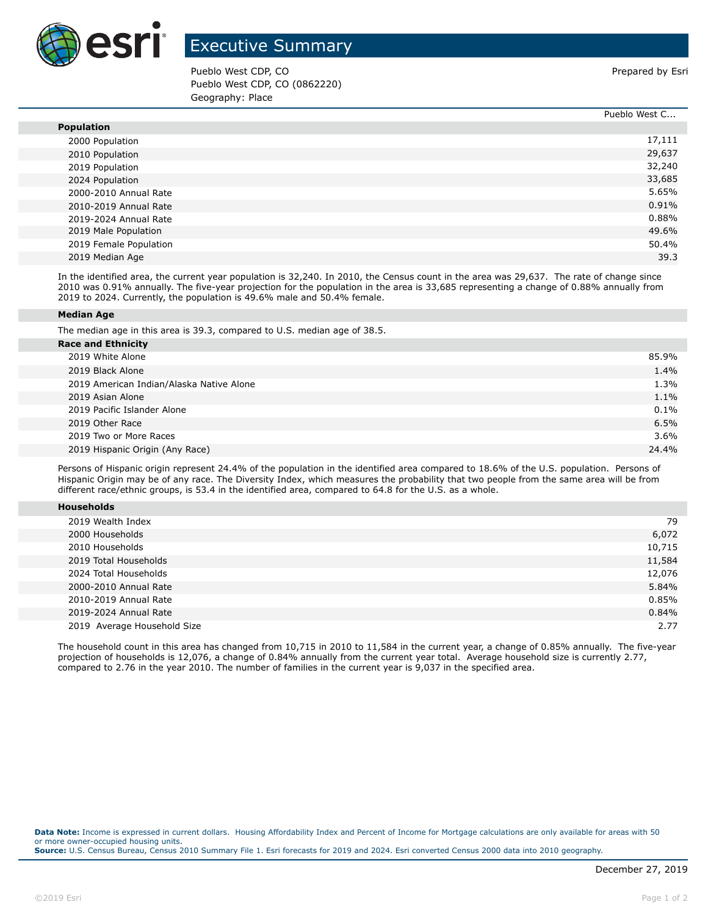# Executive Summary

Pueblo West CDP, CO
Pueblo West CDP, CO (0862220)
Geography: Place

Prepared by Esri

| | Pueblo West C... |
|---|---|
| **Population** | |
| 2000 Population | 17,111 |
| 2010 Population | 29,637 |
| 2019 Population | 32,240 |
| 2024 Population | 33,685 |
| 2000-2010 Annual Rate | 5.65% |
| 2010-2019 Annual Rate | 0.91% |
| 2019-2024 Annual Rate | 0.88% |
| 2019 Male Population | 49.6% |
| 2019 Female Population | 50.4% |
| 2019 Median Age | 39.3 |

In the identified area, the current year population is 32,240. In 2010, the Census count in the area was 29,637. The rate of change since 2010 was 0.91% annually. The five-year projection for the population in the area is 33,685 representing a change of 0.88% annually from 2019 to 2024. Currently, the population is 49.6% male and 50.4% female.

**Median Age**

The median age in this area is 39.3, compared to U.S. median age of 38.5.

| **Race and Ethnicity** | |
|---|---|
| 2019 White Alone | 85.9% |
| 2019 Black Alone | 1.4% |
| 2019 American Indian/Alaska Native Alone | 1.3% |
| 2019 Asian Alone | 1.1% |
| 2019 Pacific Islander Alone | 0.1% |
| 2019 Other Race | 6.5% |
| 2019 Two or More Races | 3.6% |
| 2019 Hispanic Origin (Any Race) | 24.4% |

Persons of Hispanic origin represent 24.4% of the population in the identified area compared to 18.6% of the U.S. population. Persons of Hispanic Origin may be of any race. The Diversity Index, which measures the probability that two people from the same area will be from different race/ethnic groups, is 53.4 in the identified area, compared to 64.8 for the U.S. as a whole.

| **Households** | |
|---|---|
| 2019 Wealth Index | 79 |
| 2000 Households | 6,072 |
| 2010 Households | 10,715 |
| 2019 Total Households | 11,584 |
| 2024 Total Households | 12,076 |
| 2000-2010 Annual Rate | 5.84% |
| 2010-2019 Annual Rate | 0.85% |
| 2019-2024 Annual Rate | 0.84% |
| 2019 Average Household Size | 2.77 |

The household count in this area has changed from 10,715 in 2010 to 11,584 in the current year, a change of 0.85% annually. The five-year projection of households is 12,076, a change of 0.84% annually from the current year total. Average household size is currently 2.77, compared to 2.76 in the year 2010. The number of families in the current year is 9,037 in the specified area.

**Data Note:** Income is expressed in current dollars. Housing Affordability Index and Percent of Income for Mortgage calculations are only available for areas with 50 or more owner-occupied housing units.
**Source:** U.S. Census Bureau, Census 2010 Summary File 1. Esri forecasts for 2019 and 2024. Esri converted Census 2000 data into 2010 geography.

December 27, 2019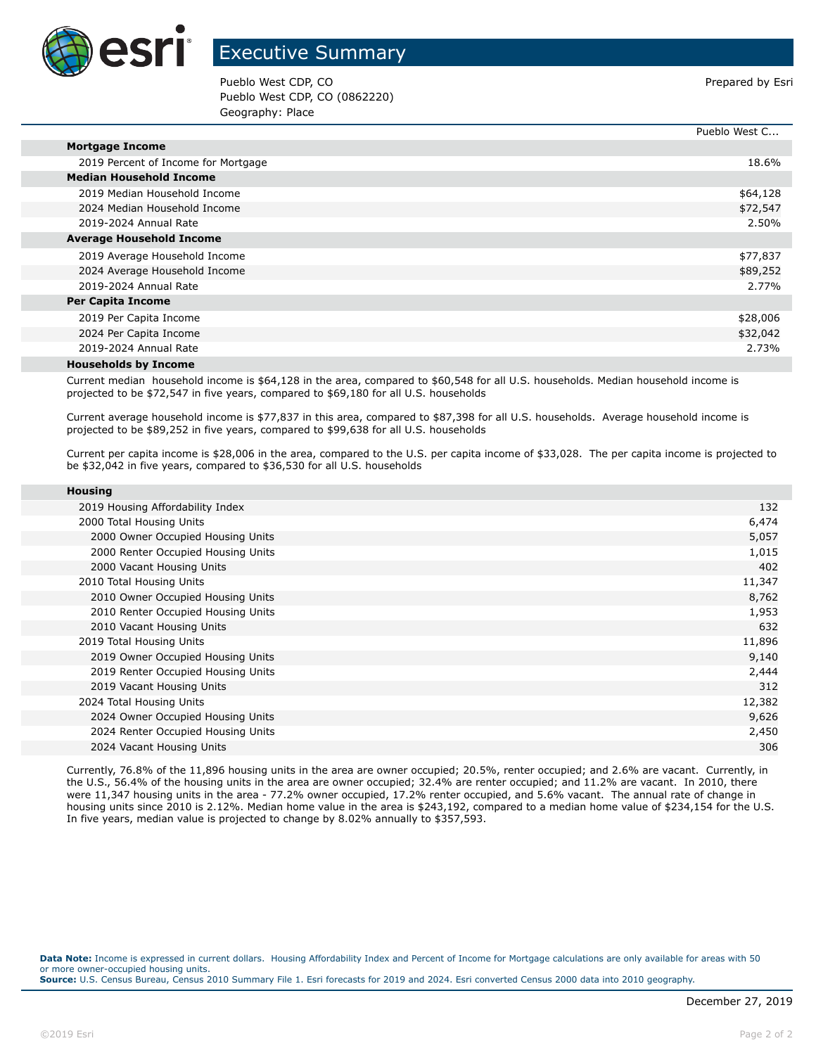# Executive Summary

Pueblo West CDP, CO
Pueblo West CDP, CO (0862220)
Geography: Place

Prepared by Esri

| | Pueblo West C... |
|---|---|
| **Mortgage Income** | |
| 2019 Percent of Income for Mortgage | 18.6% |
| **Median Household Income** | |
| 2019 Median Household Income | $64,128 |
| 2024 Median Household Income | $72,547 |
| 2019-2024 Annual Rate | 2.50% |
| **Average Household Income** | |
| 2019 Average Household Income | $77,837 |
| 2024 Average Household Income | $89,252 |
| 2019-2024 Annual Rate | 2.77% |
| **Per Capita Income** | |
| 2019 Per Capita Income | $28,006 |
| 2024 Per Capita Income | $32,042 |
| 2019-2024 Annual Rate | 2.73% |
| **Households by Income** | |

Current median household income is $64,128 in the area, compared to $60,548 for all U.S. households. Median household income is projected to be $72,547 in five years, compared to $69,180 for all U.S. households

Current average household income is $77,837 in this area, compared to $87,398 for all U.S. households. Average household income is projected to be $89,252 in five years, compared to $99,638 for all U.S. households

Current per capita income is $28,006 in the area, compared to the U.S. per capita income of $33,028. The per capita income is projected to be $32,042 in five years, compared to $36,530 for all U.S. households

| | |
|---|---|
| **Housing** | |
| 2019 Housing Affordability Index | 132 |
| 2000 Total Housing Units | 6,474 |
| 2000 Owner Occupied Housing Units | 5,057 |
| 2000 Renter Occupied Housing Units | 1,015 |
| 2000 Vacant Housing Units | 402 |
| 2010 Total Housing Units | 11,347 |
| 2010 Owner Occupied Housing Units | 8,762 |
| 2010 Renter Occupied Housing Units | 1,953 |
| 2010 Vacant Housing Units | 632 |
| 2019 Total Housing Units | 11,896 |
| 2019 Owner Occupied Housing Units | 9,140 |
| 2019 Renter Occupied Housing Units | 2,444 |
| 2019 Vacant Housing Units | 312 |
| 2024 Total Housing Units | 12,382 |
| 2024 Owner Occupied Housing Units | 9,626 |
| 2024 Renter Occupied Housing Units | 2,450 |
| 2024 Vacant Housing Units | 306 |

Currently, 76.8% of the 11,896 housing units in the area are owner occupied; 20.5%, renter occupied; and 2.6% are vacant. Currently, in the U.S., 56.4% of the housing units in the area are owner occupied; 32.4% are renter occupied; and 11.2% are vacant. In 2010, there were 11,347 housing units in the area - 77.2% owner occupied, 17.2% renter occupied, and 5.6% vacant. The annual rate of change in housing units since 2010 is 2.12%. Median home value in the area is $243,192, compared to a median home value of $234,154 for the U.S. In five years, median value is projected to change by 8.02% annually to $357,593.

**Data Note:** Income is expressed in current dollars. Housing Affordability Index and Percent of Income for Mortgage calculations are only available for areas with 50 or more owner-occupied housing units.
**Source:** U.S. Census Bureau, Census 2010 Summary File 1. Esri forecasts for 2019 and 2024. Esri converted Census 2000 data into 2010 geography.

December 27, 2019

©2019 Esri